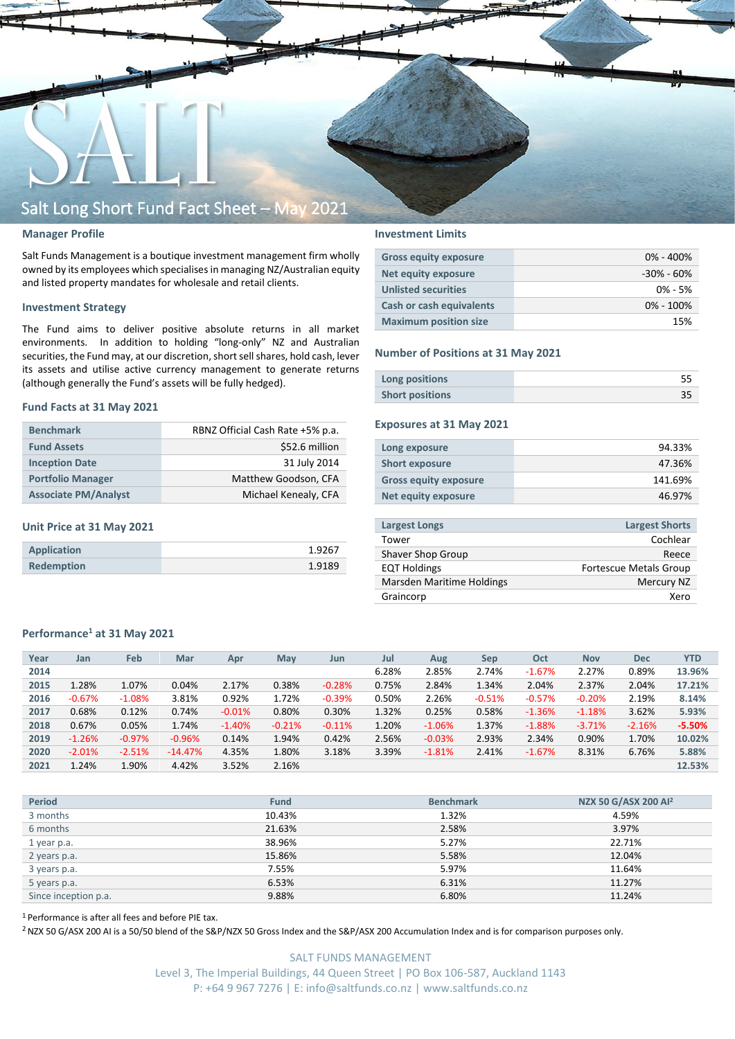# Salt Long Short Fund Fact Sheet – May 2021

## Manager Profile

Salt Funds Management is a boutique investment management firm wholly owned by its employees which specialises in managing NZ/Australian equity and listed property mandates for wholesale and retail clients.

## Investment Strategy

The Fund aims to deliver positive absolute returns in all market environments. In addition to holding "long-only" NZ and Australian securities, the Fund may, at our discretion, short sell shares, hold cash, lever its assets and utilise active currency management to generate returns (although generally the Fund's assets will be fully hedged).

## Fund Facts at 31 May 2021

| | |
|---|---|
| **Benchmark** | RBNZ Official Cash Rate +5% p.a. |
| **Fund Assets** | $52.6 million |
| **Inception Date** | 31 July 2014 |
| **Portfolio Manager** | Matthew Goodson, CFA |
| **Associate PM/Analyst** | Michael Kenealy, CFA |

## Unit Price at 31 May 2021

| | |
|---|---|
| **Application** | 1.9267 |
| **Redemption** | 1.9189 |

## Investment Limits

| | |
|---|---|
| **Gross equity exposure** | 0% - 400% |
| **Net equity exposure** | -30% - 60% |
| **Unlisted securities** | 0% - 5% |
| **Cash or cash equivalents** | 0% - 100% |
| **Maximum position size** | 15% |

## Number of Positions at 31 May 2021

| | |
|---|---|
| **Long positions** | 55 |
| **Short positions** | 35 |

## Exposures at 31 May 2021

| | |
|---|---|
| **Long exposure** | 94.33% |
| **Short exposure** | 47.36% |
| **Gross equity exposure** | 141.69% |
| **Net equity exposure** | 46.97% |

| Largest Longs | Largest Shorts |
|---|---|
| Tower | Cochlear |
| Shaver Shop Group | Reece |
| EQT Holdings | Fortescue Metals Group |
| Marsden Maritime Holdings | Mercury NZ |
| Graincorp | Xero |

## Performance[1] at 31 May 2021

| Year | Jan | Feb | Mar | Apr | May | Jun | Jul | Aug | Sep | Oct | Nov | Dec | YTD |
|---|---|---|---|---|---|---|---|---|---|---|---|---|---|
| 2014 | | | | | | | 6.28% | 2.85% | 2.74% | -1.67% | 2.27% | 0.89% | 13.96% |
| 2015 | 1.28% | 1.07% | 0.04% | 2.17% | 0.38% | -0.28% | 0.75% | 2.84% | 1.34% | 2.04% | 2.37% | 2.04% | 17.21% |
| 2016 | -0.67% | -1.08% | 3.81% | 0.92% | 1.72% | -0.39% | 0.50% | 2.26% | -0.51% | -0.57% | -0.20% | 2.19% | 8.14% |
| 2017 | 0.68% | 0.12% | 0.74% | -0.01% | 0.80% | 0.30% | 1.32% | 0.25% | 0.58% | -1.36% | -1.18% | 3.62% | 5.93% |
| 2018 | 0.67% | 0.05% | 1.74% | -1.40% | -0.21% | -0.11% | 1.20% | -1.06% | 1.37% | -1.88% | -3.71% | -2.16% | -5.50% |
| 2019 | -1.26% | -0.97% | -0.96% | 0.14% | 1.94% | 0.42% | 2.56% | -0.03% | 2.93% | 2.34% | 0.90% | 1.70% | 10.02% |
| 2020 | -2.01% | -2.51% | -14.47% | 4.35% | 1.80% | 3.18% | 3.39% | -1.81% | 2.41% | -1.67% | 8.31% | 6.76% | 5.88% |
| 2021 | 1.24% | 1.90% | 4.42% | 3.52% | 2.16% | | | | | | | | 12.53% |

| Period | Fund | Benchmark | NZX 50 G/ASX 200 AI[2] |
|---|---|---|---|
| 3 months | 10.43% | 1.32% | 4.59% |
| 6 months | 21.63% | 2.58% | 3.97% |
| 1 year p.a. | 38.96% | 5.27% | 22.71% |
| 2 years p.a. | 15.86% | 5.58% | 12.04% |
| 3 years p.a. | 7.55% | 5.97% | 11.64% |
| 5 years p.a. | 6.53% | 6.31% | 11.27% |
| Since inception p.a. | 9.88% | 6.80% | 11.24% |

[1] Performance is after all fees and before PIE tax.

[2] NZX 50 G/ASX 200 AI is a 50/50 blend of the S&P/NZX 50 Gross Index and the S&P/ASX 200 Accumulation Index and is for comparison purposes only.

SALT FUNDS MANAGEMENT
Level 3, The Imperial Buildings, 44 Queen Street | PO Box 106-587, Auckland 1143
P: +64 9 967 7276 | E: info@saltfunds.co.nz | www.saltfunds.co.nz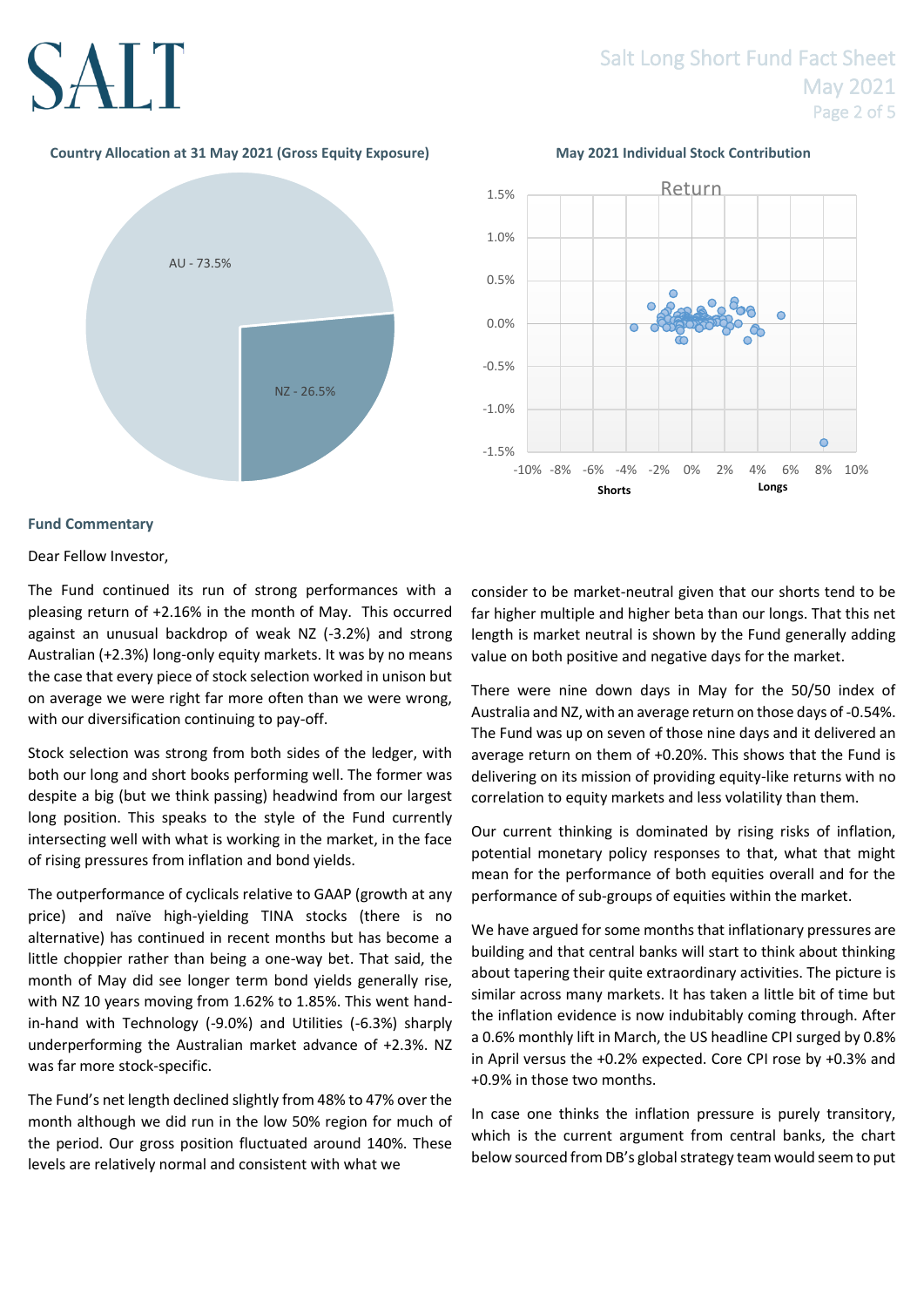**Country Allocation at 31 May 2021 (Gross Equity Exposure)**

AU - 73.5%

NZ - 26.5%

**May 2021 Individual Stock Contribution**

Return

Shorts | Longs

## Fund Commentary

Dear Fellow Investor,

The Fund continued its run of strong performances with a pleasing return of +2.16% in the month of May. This occurred against an unusual backdrop of weak NZ (-3.2%) and strong Australian (+2.3%) long-only equity markets. It was by no means the case that every piece of stock selection worked in unison but on average we were right far more often than we were wrong, with our diversification continuing to pay-off.

Stock selection was strong from both sides of the ledger, with both our long and short books performing well. The former was despite a big (but we think passing) headwind from our largest long position. This speaks to the style of the Fund currently intersecting well with what is working in the market, in the face of rising pressures from inflation and bond yields.

The outperformance of cyclicals relative to GAAP (growth at any price) and naïve high-yielding TINA stocks (there is no alternative) has continued in recent months but has become a little choppier rather than being a one-way bet. That said, the month of May did see longer term bond yields generally rise, with NZ 10 years moving from 1.62% to 1.85%. This went hand-in-hand with Technology (-9.0%) and Utilities (-6.3%) sharply underperforming the Australian market advance of +2.3%. NZ was far more stock-specific.

The Fund's net length declined slightly from 48% to 47% over the month although we did run in the low 50% region for much of the period. Our gross position fluctuated around 140%. These levels are relatively normal and consistent with what we consider to be market-neutral given that our shorts tend to be far higher multiple and higher beta than our longs. That this net length is market neutral is shown by the Fund generally adding value on both positive and negative days for the market.

There were nine down days in May for the 50/50 index of Australia and NZ, with an average return on those days of -0.54%. The Fund was up on seven of those nine days and it delivered an average return on them of +0.20%. This shows that the Fund is delivering on its mission of providing equity-like returns with no correlation to equity markets and less volatility than them.

Our current thinking is dominated by rising risks of inflation, potential monetary policy responses to that, what that might mean for the performance of both equities overall and for the performance of sub-groups of equities within the market.

We have argued for some months that inflationary pressures are building and that central banks will start to think about thinking about tapering their quite extraordinary activities. The picture is similar across many markets. It has taken a little bit of time but the inflation evidence is now indubitably coming through. After a 0.6% monthly lift in March, the US headline CPI surged by 0.8% in April versus the +0.2% expected. Core CPI rose by +0.3% and +0.9% in those two months.

In case one thinks the inflation pressure is purely transitory, which is the current argument from central banks, the chart below sourced from DB's global strategy team would seem to put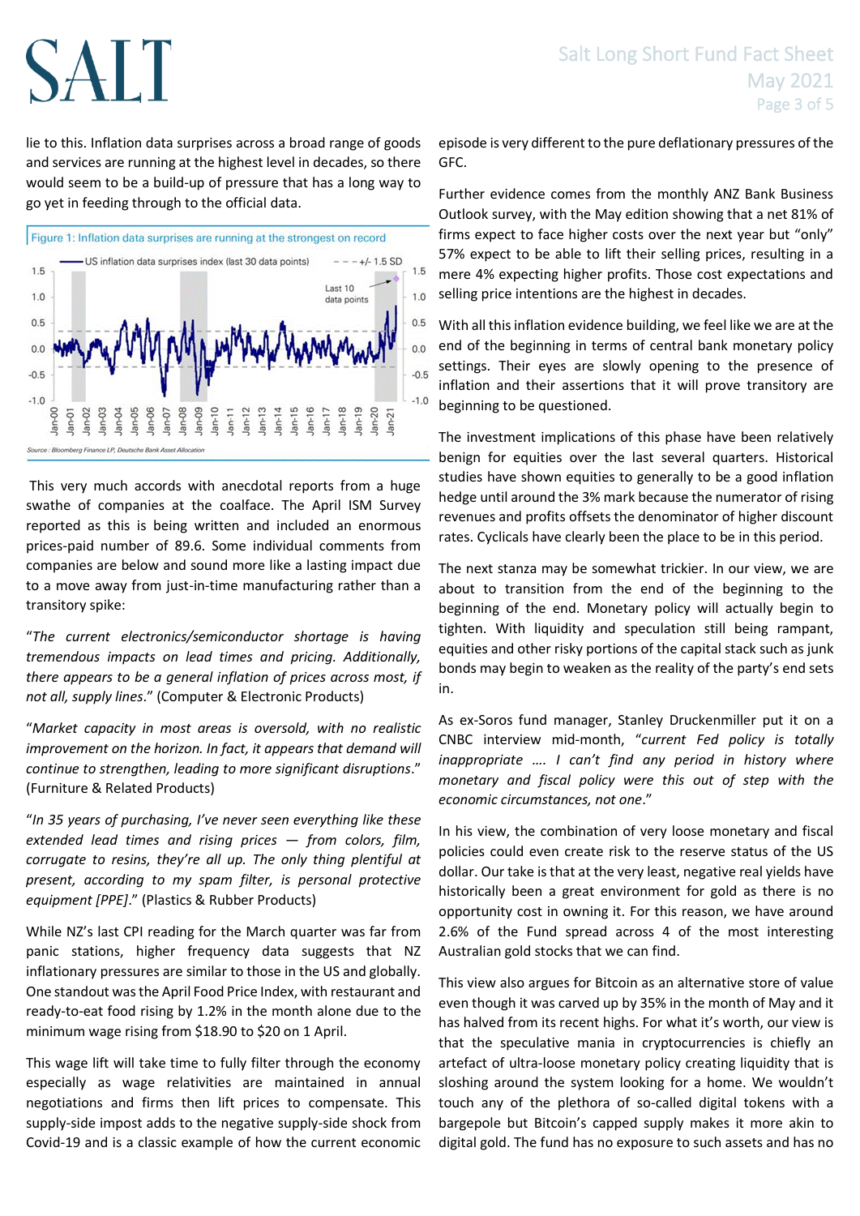lie to this. Inflation data surprises across a broad range of goods and services are running at the highest level in decades, so there would seem to be a build-up of pressure that has a long way to go yet in feeding through to the official data.

Figure 1: Inflation data surprises are running at the strongest on record

Source: Bloomberg Finance LP, Deutsche Bank Asset Allocation

This very much accords with anecdotal reports from a huge swathe of companies at the coalface. The April ISM Survey reported as this is being written and included an enormous prices-paid number of 89.6. Some individual comments from companies are below and sound more like a lasting impact due to a move away from just-in-time manufacturing rather than a transitory spike:

"*The current electronics/semiconductor shortage is having tremendous impacts on lead times and pricing. Additionally, there appears to be a general inflation of prices across most, if not all, supply lines*." (Computer & Electronic Products)

"*Market capacity in most areas is oversold, with no realistic improvement on the horizon. In fact, it appears that demand will continue to strengthen, leading to more significant disruptions*." (Furniture & Related Products)

"*In 35 years of purchasing, I've never seen everything like these extended lead times and rising prices — from colors, film, corrugate to resins, they're all up. The only thing plentiful at present, according to my spam filter, is personal protective equipment [PPE]*." (Plastics & Rubber Products)

While NZ's last CPI reading for the March quarter was far from panic stations, higher frequency data suggests that NZ inflationary pressures are similar to those in the US and globally. One standout was the April Food Price Index, with restaurant and ready-to-eat food rising by 1.2% in the month alone due to the minimum wage rising from $18.90 to $20 on 1 April.

This wage lift will take time to fully filter through the economy especially as wage relativities are maintained in annual negotiations and firms then lift prices to compensate. This supply-side impost adds to the negative supply-side shock from Covid-19 and is a classic example of how the current economic episode is very different to the pure deflationary pressures of the GFC.

Further evidence comes from the monthly ANZ Bank Business Outlook survey, with the May edition showing that a net 81% of firms expect to face higher costs over the next year but "only" 57% expect to be able to lift their selling prices, resulting in a mere 4% expecting higher profits. Those cost expectations and selling price intentions are the highest in decades.

With all this inflation evidence building, we feel like we are at the end of the beginning in terms of central bank monetary policy settings. Their eyes are slowly opening to the presence of inflation and their assertions that it will prove transitory are beginning to be questioned.

The investment implications of this phase have been relatively benign for equities over the last several quarters. Historical studies have shown equities to generally to be a good inflation hedge until around the 3% mark because the numerator of rising revenues and profits offsets the denominator of higher discount rates. Cyclicals have clearly been the place to be in this period.

The next stanza may be somewhat trickier. In our view, we are about to transition from the end of the beginning to the beginning of the end. Monetary policy will actually begin to tighten. With liquidity and speculation still being rampant, equities and other risky portions of the capital stack such as junk bonds may begin to weaken as the reality of the party's end sets in.

As ex-Soros fund manager, Stanley Druckenmiller put it on a CNBC interview mid-month, "*current Fed policy is totally inappropriate …. I can't find any period in history where monetary and fiscal policy were this out of step with the economic circumstances, not one*."

In his view, the combination of very loose monetary and fiscal policies could even create risk to the reserve status of the US dollar. Our take is that at the very least, negative real yields have historically been a great environment for gold as there is no opportunity cost in owning it. For this reason, we have around 2.6% of the Fund spread across 4 of the most interesting Australian gold stocks that we can find.

This view also argues for Bitcoin as an alternative store of value even though it was carved up by 35% in the month of May and it has halved from its recent highs. For what it's worth, our view is that the speculative mania in cryptocurrencies is chiefly an artefact of ultra-loose monetary policy creating liquidity that is sloshing around the system looking for a home. We wouldn't touch any of the plethora of so-called digital tokens with a bargepole but Bitcoin's capped supply makes it more akin to digital gold. The fund has no exposure to such assets and has no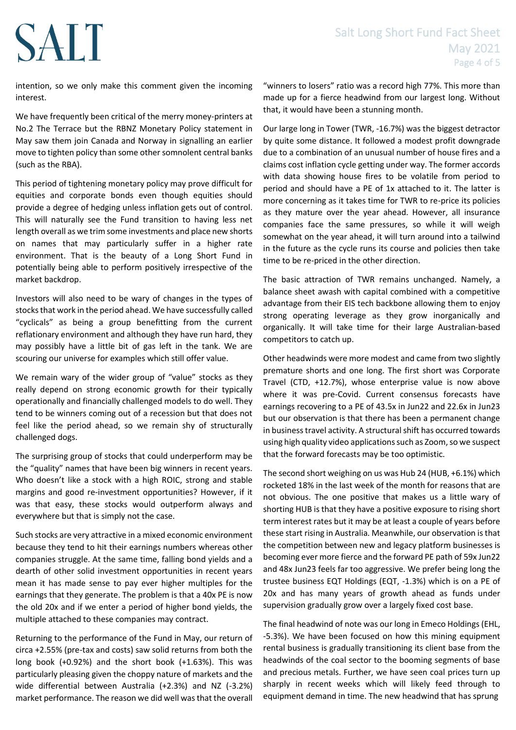intention, so we only make this comment given the incoming interest.

We have frequently been critical of the merry money-printers at No.2 The Terrace but the RBNZ Monetary Policy statement in May saw them join Canada and Norway in signalling an earlier move to tighten policy than some other somnolent central banks (such as the RBA).

This period of tightening monetary policy may prove difficult for equities and corporate bonds even though equities should provide a degree of hedging unless inflation gets out of control. This will naturally see the Fund transition to having less net length overall as we trim some investments and place new shorts on names that may particularly suffer in a higher rate environment. That is the beauty of a Long Short Fund in potentially being able to perform positively irrespective of the market backdrop.

Investors will also need to be wary of changes in the types of stocks that work in the period ahead. We have successfully called "cyclicals" as being a group benefitting from the current reflationary environment and although they have run hard, they may possibly have a little bit of gas left in the tank. We are scouring our universe for examples which still offer value.

We remain wary of the wider group of "value" stocks as they really depend on strong economic growth for their typically operationally and financially challenged models to do well. They tend to be winners coming out of a recession but that does not feel like the period ahead, so we remain shy of structurally challenged dogs.

The surprising group of stocks that could underperform may be the "quality" names that have been big winners in recent years. Who doesn't like a stock with a high ROIC, strong and stable margins and good re-investment opportunities? However, if it was that easy, these stocks would outperform always and everywhere but that is simply not the case.

Such stocks are very attractive in a mixed economic environment because they tend to hit their earnings numbers whereas other companies struggle. At the same time, falling bond yields and a dearth of other solid investment opportunities in recent years mean it has made sense to pay ever higher multiples for the earnings that they generate. The problem is that a 40x PE is now the old 20x and if we enter a period of higher bond yields, the multiple attached to these companies may contract.

Returning to the performance of the Fund in May, our return of circa +2.55% (pre-tax and costs) saw solid returns from both the long book (+0.92%) and the short book (+1.63%). This was particularly pleasing given the choppy nature of markets and the wide differential between Australia (+2.3%) and NZ (-3.2%) market performance. The reason we did well was that the overall "winners to losers" ratio was a record high 77%. This more than made up for a fierce headwind from our largest long. Without that, it would have been a stunning month.

Our large long in Tower (TWR, -16.7%) was the biggest detractor by quite some distance. It followed a modest profit downgrade due to a combination of an unusual number of house fires and a claims cost inflation cycle getting under way. The former accords with data showing house fires to be volatile from period to period and should have a PE of 1x attached to it. The latter is more concerning as it takes time for TWR to re-price its policies as they mature over the year ahead. However, all insurance companies face the same pressures, so while it will weigh somewhat on the year ahead, it will turn around into a tailwind in the future as the cycle runs its course and policies then take time to be re-priced in the other direction.

The basic attraction of TWR remains unchanged. Namely, a balance sheet awash with capital combined with a competitive advantage from their EIS tech backbone allowing them to enjoy strong operating leverage as they grow inorganically and organically. It will take time for their large Australian-based competitors to catch up.

Other headwinds were more modest and came from two slightly premature shorts and one long. The first short was Corporate Travel (CTD, +12.7%), whose enterprise value is now above where it was pre-Covid. Current consensus forecasts have earnings recovering to a PE of 43.5x in Jun22 and 22.6x in Jun23 but our observation is that there has been a permanent change in business travel activity. A structural shift has occurred towards using high quality video applications such as Zoom, so we suspect that the forward forecasts may be too optimistic.

The second short weighing on us was Hub 24 (HUB, +6.1%) which rocketed 18% in the last week of the month for reasons that are not obvious. The one positive that makes us a little wary of shorting HUB is that they have a positive exposure to rising short term interest rates but it may be at least a couple of years before these start rising in Australia. Meanwhile, our observation is that the competition between new and legacy platform businesses is becoming ever more fierce and the forward PE path of 59x Jun22 and 48x Jun23 feels far too aggressive. We prefer being long the trustee business EQT Holdings (EQT, -1.3%) which is on a PE of 20x and has many years of growth ahead as funds under supervision gradually grow over a largely fixed cost base.

The final headwind of note was our long in Emeco Holdings (EHL, -5.3%). We have been focused on how this mining equipment rental business is gradually transitioning its client base from the headwinds of the coal sector to the booming segments of base and precious metals. Further, we have seen coal prices turn up sharply in recent weeks which will likely feed through to equipment demand in time. The new headwind that has sprung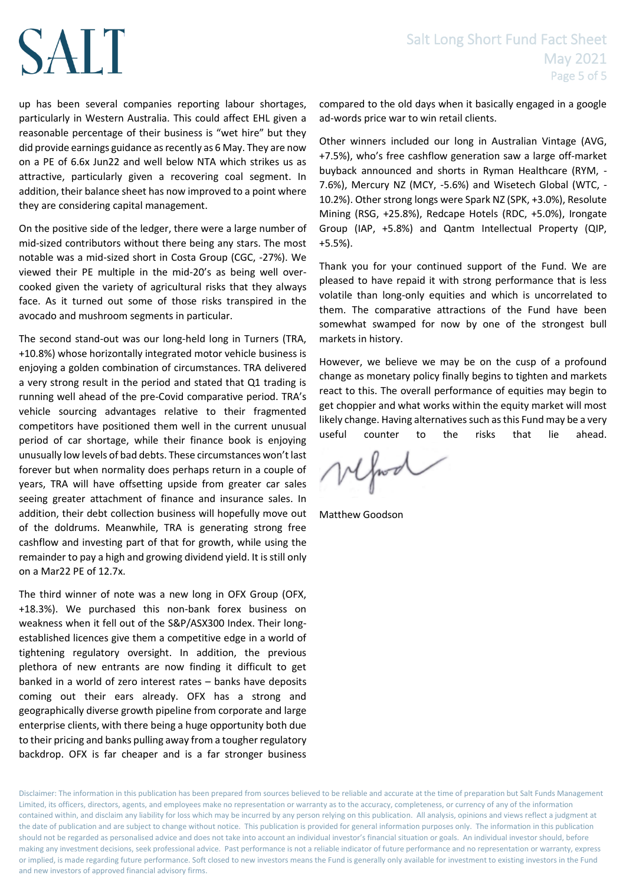up has been several companies reporting labour shortages, particularly in Western Australia. This could affect EHL given a reasonable percentage of their business is "wet hire" but they did provide earnings guidance as recently as 6 May. They are now on a PE of 6.6x Jun22 and well below NTA which strikes us as attractive, particularly given a recovering coal segment. In addition, their balance sheet has now improved to a point where they are considering capital management.

On the positive side of the ledger, there were a large number of mid-sized contributors without there being any stars. The most notable was a mid-sized short in Costa Group (CGC, -27%). We viewed their PE multiple in the mid-20's as being well over-cooked given the variety of agricultural risks that they always face. As it turned out some of those risks transpired in the avocado and mushroom segments in particular.

The second stand-out was our long-held long in Turners (TRA, +10.8%) whose horizontally integrated motor vehicle business is enjoying a golden combination of circumstances. TRA delivered a very strong result in the period and stated that Q1 trading is running well ahead of the pre-Covid comparative period. TRA's vehicle sourcing advantages relative to their fragmented competitors have positioned them well in the current unusual period of car shortage, while their finance book is enjoying unusually low levels of bad debts. These circumstances won't last forever but when normality does perhaps return in a couple of years, TRA will have offsetting upside from greater car sales seeing greater attachment of finance and insurance sales. In addition, their debt collection business will hopefully move out of the doldrums. Meanwhile, TRA is generating strong free cashflow and investing part of that for growth, while using the remainder to pay a high and growing dividend yield. It is still only on a Mar22 PE of 12.7x.

The third winner of note was a new long in OFX Group (OFX, +18.3%). We purchased this non-bank forex business on weakness when it fell out of the S&P/ASX300 Index. Their long-established licences give them a competitive edge in a world of tightening regulatory oversight. In addition, the previous plethora of new entrants are now finding it difficult to get banked in a world of zero interest rates – banks have deposits coming out their ears already. OFX has a strong and geographically diverse growth pipeline from corporate and large enterprise clients, with there being a huge opportunity both due to their pricing and banks pulling away from a tougher regulatory backdrop. OFX is far cheaper and is a far stronger business compared to the old days when it basically engaged in a google ad-words price war to win retail clients.

Other winners included our long in Australian Vintage (AVG, +7.5%), who's free cashflow generation saw a large off-market buyback announced and shorts in Ryman Healthcare (RYM, -7.6%), Mercury NZ (MCY, -5.6%) and Wisetech Global (WTC, -10.2%). Other strong longs were Spark NZ (SPK, +3.0%), Resolute Mining (RSG, +25.8%), Redcape Hotels (RDC, +5.0%), Irongate Group (IAP, +5.8%) and Qantm Intellectual Property (QIP, +5.5%).

Thank you for your continued support of the Fund. We are pleased to have repaid it with strong performance that is less volatile than long-only equities and which is uncorrelated to them. The comparative attractions of the Fund have been somewhat swamped for now by one of the strongest bull markets in history.

However, we believe we may be on the cusp of a profound change as monetary policy finally begins to tighten and markets react to this. The overall performance of equities may begin to get choppier and what works within the equity market will most likely change. Having alternatives such as this Fund may be a very useful counter to the risks that lie ahead.

Matthew Goodson

Disclaimer: The information in this publication has been prepared from sources believed to be reliable and accurate at the time of preparation but Salt Funds Management Limited, its officers, directors, agents, and employees make no representation or warranty as to the accuracy, completeness, or currency of any of the information contained within, and disclaim any liability for loss which may be incurred by any person relying on this publication. All analysis, opinions and views reflect a judgment at the date of publication and are subject to change without notice. This publication is provided for general information purposes only. The information in this publication should not be regarded as personalised advice and does not take into account an individual investor's financial situation or goals. An individual investor should, before making any investment decisions, seek professional advice. Past performance is not a reliable indicator of future performance and no representation or warranty, express or implied, is made regarding future performance. Soft closed to new investors means the Fund is generally only available for investment to existing investors in the Fund and new investors of approved financial advisory firms.